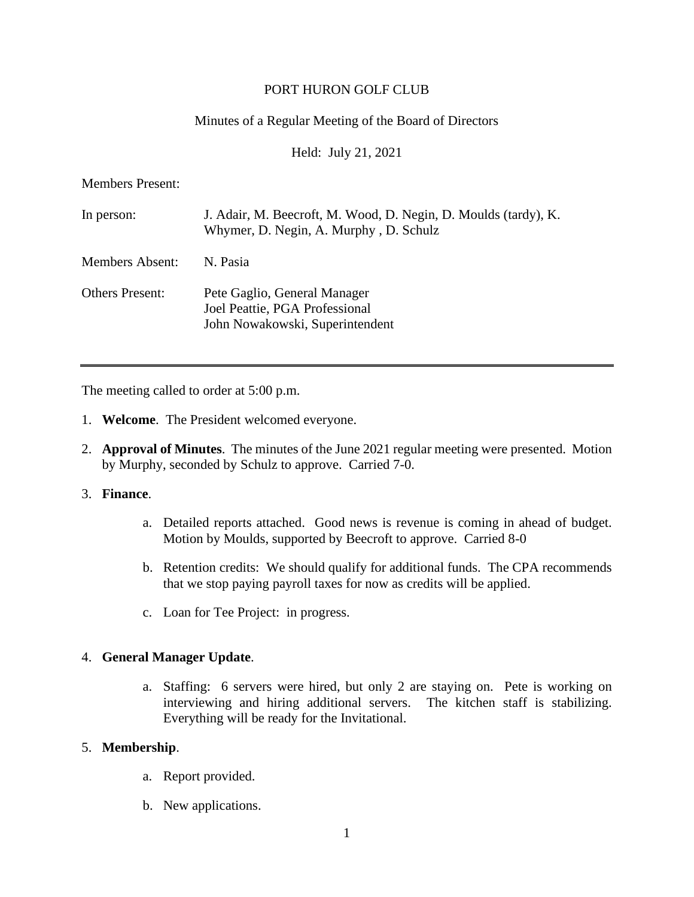PORT HURON GOLF CLUB

Minutes of a Regular Meeting of the Board of Directors

Held: July 21, 2021

Members Present:

| | |
|---|---|
| In person: | J. Adair, M. Beecroft, M. Wood, D. Negin, D. Moulds (tardy), K. Whymer, D. Negin, A. Murphy , D. Schulz |
| Members Absent: | N. Pasia |
| Others Present: | Pete Gaglio, General Manager<br>Joel Peattie, PGA Professional<br>John Nowakowski, Superintendent |

---

The meeting called to order at 5:00 p.m.

1. **Welcome**. The President welcomed everyone.

2. **Approval of Minutes**. The minutes of the June 2021 regular meeting were presented. Motion by Murphy, seconded by Schulz to approve. Carried 7-0.

3. **Finance**.

   a. Detailed reports attached. Good news is revenue is coming in ahead of budget. Motion by Moulds, supported by Beecroft to approve. Carried 8-0

   b. Retention credits: We should qualify for additional funds. The CPA recommends that we stop paying payroll taxes for now as credits will be applied.

   c. Loan for Tee Project: in progress.

4. **General Manager Update**.

   a. Staffing: 6 servers were hired, but only 2 are staying on. Pete is working on interviewing and hiring additional servers. The kitchen staff is stabilizing. Everything will be ready for the Invitational.

5. **Membership**.

   a. Report provided.

   b. New applications.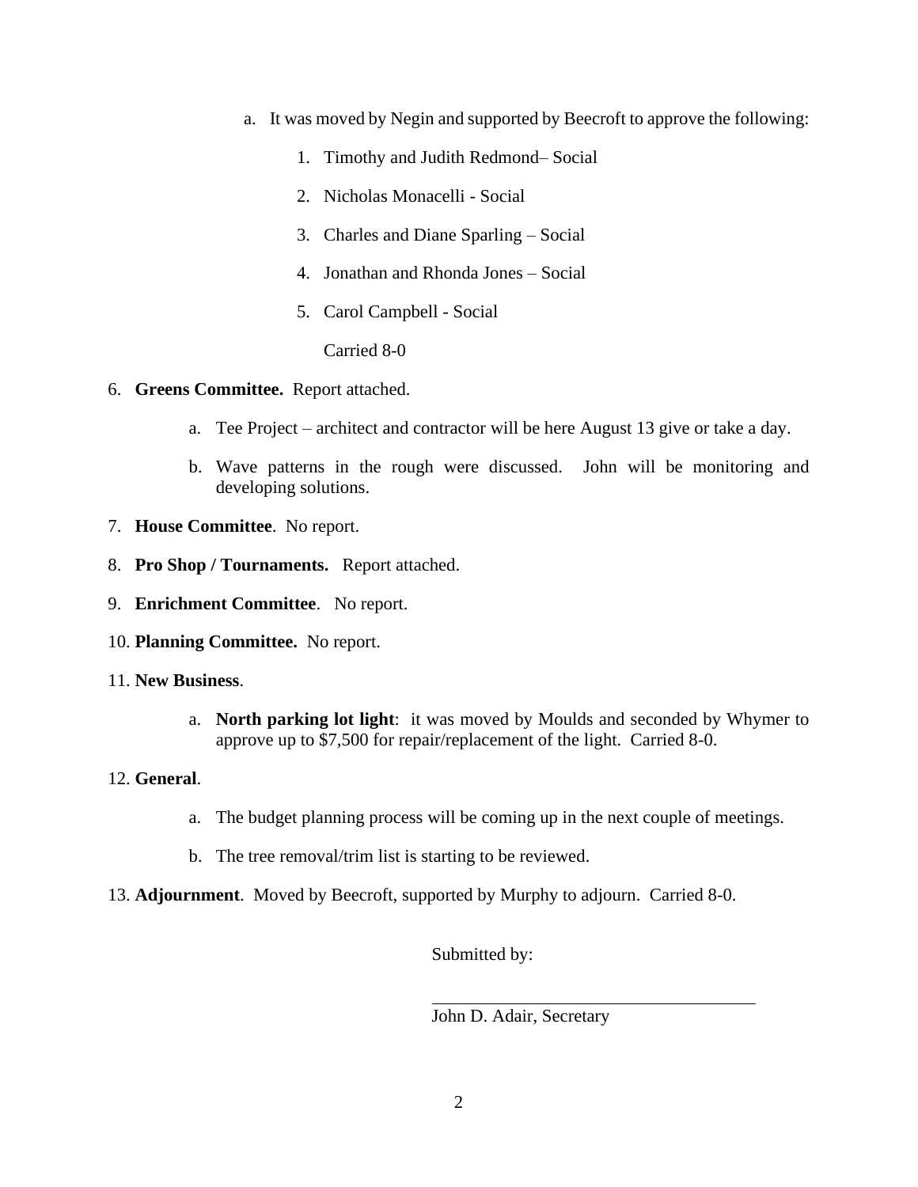a. It was moved by Negin and supported by Beecroft to approve the following:

   1. Timothy and Judith Redmond– Social
   2. Nicholas Monacelli - Social
   3. Charles and Diane Sparling – Social
   4. Jonathan and Rhonda Jones – Social
   5. Carol Campbell - Social

   Carried 8-0

6. **Greens Committee.** Report attached.

   a. Tee Project – architect and contractor will be here August 13 give or take a day.

   b. Wave patterns in the rough were discussed. John will be monitoring and developing solutions.

7. **House Committee**. No report.

8. **Pro Shop / Tournaments.** Report attached.

9. **Enrichment Committee**. No report.

10. **Planning Committee.** No report.

11. **New Business**.

    a. **North parking lot light**: it was moved by Moulds and seconded by Whymer to approve up to $7,500 for repair/replacement of the light. Carried 8-0.

12. **General**.

    a. The budget planning process will be coming up in the next couple of meetings.

    b. The tree removal/trim list is starting to be reviewed.

13. **Adjournment**. Moved by Beecroft, supported by Murphy to adjourn. Carried 8-0.

Submitted by:

\_\_\_\_\_\_\_\_\_\_\_\_\_\_\_\_\_\_\_\_\_\_\_\_\_\_\_\_\_\_\_\_\_\_\_\_\_\_\_\_

John D. Adair, Secretary